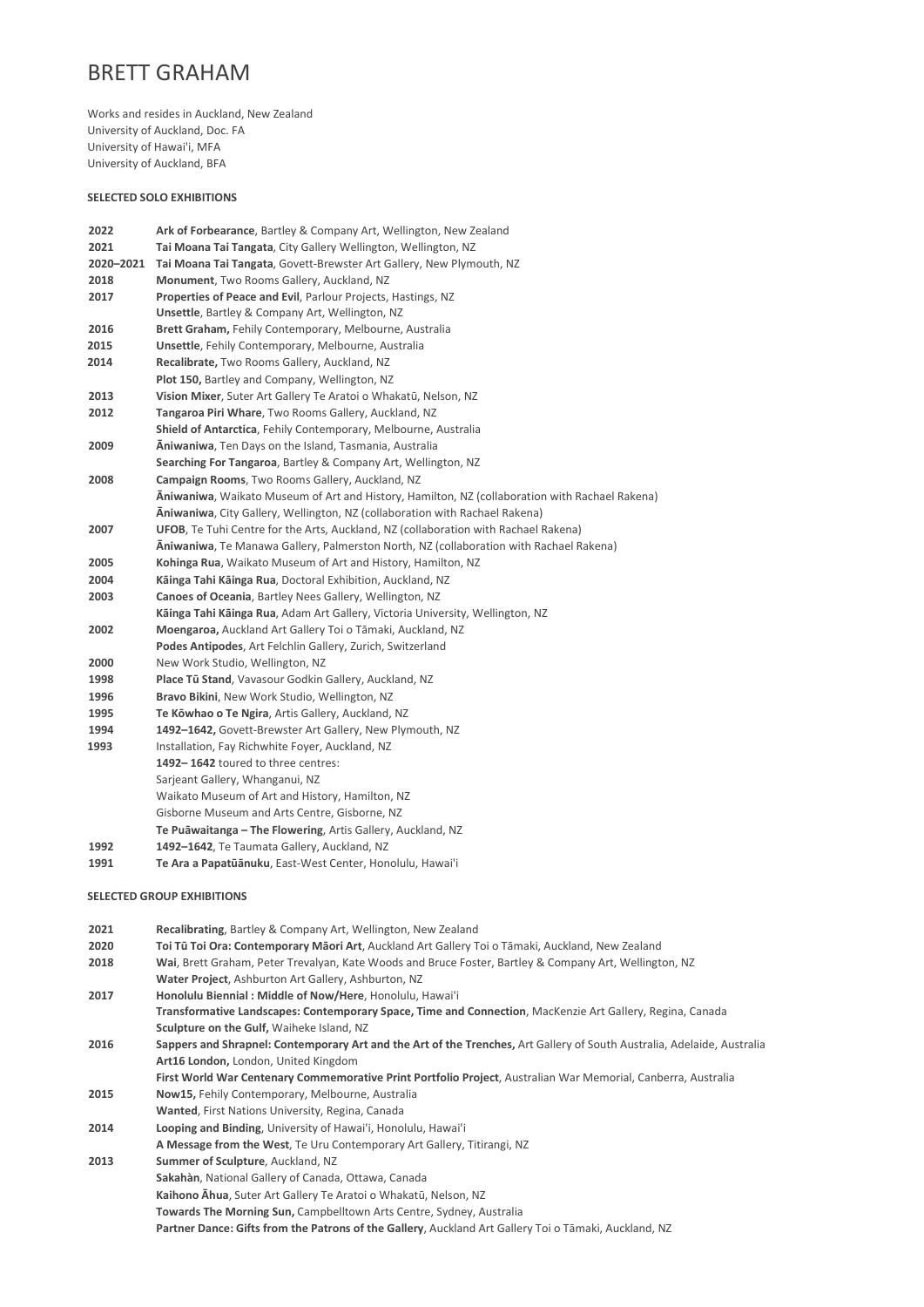# BRETT GRAHAM

Works and resides in Auckland, New Zealand
University of Auckland, Doc. FA
University of Hawai'i, MFA
University of Auckland, BFA

**SELECTED SOLO EXHIBITIONS**

| | |
|---|---|
| **2022** | **Ark of Forbearance**, Bartley & Company Art, Wellington, New Zealand |
| **2021** | **Tai Moana Tai Tangata**, City Gallery Wellington, Wellington, NZ |
| **2020–2021** | **Tai Moana Tai Tangata**, Govett-Brewster Art Gallery, New Plymouth, NZ |
| **2018** | **Monument**, Two Rooms Gallery, Auckland, NZ |
| **2017** | **Properties of Peace and Evil**, Parlour Projects, Hastings, NZ |
| | **Unsettle**, Bartley & Company Art, Wellington, NZ |
| **2016** | **Brett Graham,** Fehily Contemporary, Melbourne, Australia |
| **2015** | **Unsettle**, Fehily Contemporary, Melbourne, Australia |
| **2014** | **Recalibrate,** Two Rooms Gallery, Auckland, NZ |
| | **Plot 150,** Bartley and Company, Wellington, NZ |
| **2013** | **Vision Mixer**, Suter Art Gallery Te Aratoi o Whakatū, Nelson, NZ |
| **2012** | **Tangaroa Piri Whare**, Two Rooms Gallery, Auckland, NZ |
| | **Shield of Antarctica**, Fehily Contemporary, Melbourne, Australia |
| **2009** | **Āniwaniwa**, Ten Days on the Island, Tasmania, Australia |
| | **Searching For Tangaroa**, Bartley & Company Art, Wellington, NZ |
| **2008** | **Campaign Rooms**, Two Rooms Gallery, Auckland, NZ |
| | **Āniwaniwa**, Waikato Museum of Art and History, Hamilton, NZ (collaboration with Rachael Rakena) |
| | **Āniwaniwa**, City Gallery, Wellington, NZ (collaboration with Rachael Rakena) |
| **2007** | **UFOB**, Te Tuhi Centre for the Arts, Auckland, NZ (collaboration with Rachael Rakena) |
| | **Āniwaniwa**, Te Manawa Gallery, Palmerston North, NZ (collaboration with Rachael Rakena) |
| **2005** | **Kohinga Rua**, Waikato Museum of Art and History, Hamilton, NZ |
| **2004** | **Kāinga Tahi Kāinga Rua**, Doctoral Exhibition, Auckland, NZ |
| **2003** | **Canoes of Oceania**, Bartley Nees Gallery, Wellington, NZ |
| | **Kāinga Tahi Kāinga Rua**, Adam Art Gallery, Victoria University, Wellington, NZ |
| **2002** | **Moengaroa,** Auckland Art Gallery Toi o Tāmaki, Auckland, NZ |
| | **Podes Antipodes**, Art Felchlin Gallery, Zurich, Switzerland |
| **2000** | New Work Studio, Wellington, NZ |
| **1998** | **Place Tū Stand**, Vavasour Godkin Gallery, Auckland, NZ |
| **1996** | **Bravo Bikini**, New Work Studio, Wellington, NZ |
| **1995** | **Te Kōwhao o Te Ngira**, Artis Gallery, Auckland, NZ |
| **1994** | **1492–1642,** Govett-Brewster Art Gallery, New Plymouth, NZ |
| **1993** | Installation, Fay Richwhite Foyer, Auckland, NZ |
| | **1492– 1642** toured to three centres: |
| | Sarjeant Gallery, Whanganui, NZ |
| | Waikato Museum of Art and History, Hamilton, NZ |
| | Gisborne Museum and Arts Centre, Gisborne, NZ |
| | **Te Puāwaitanga – The Flowering**, Artis Gallery, Auckland, NZ |
| **1992** | **1492–1642**, Te Taumata Gallery, Auckland, NZ |
| **1991** | **Te Ara a Papatūānuku**, East-West Center, Honolulu, Hawai'i |

**SELECTED GROUP EXHIBITIONS**

| | |
|---|---|
| **2021** | **Recalibrating**, Bartley & Company Art, Wellington, New Zealand |
| **2020** | **Toi Tū Toi Ora: Contemporary Māori Art**, Auckland Art Gallery Toi o Tāmaki, Auckland, New Zealand |
| **2018** | **Wai**, Brett Graham, Peter Trevalyan, Kate Woods and Bruce Foster, Bartley & Company Art, Wellington, NZ |
| | **Water Project**, Ashburton Art Gallery, Ashburton, NZ |
| **2017** | **Honolulu Biennial : Middle of Now/Here**, Honolulu, Hawai'i |
| | **Transformative Landscapes: Contemporary Space, Time and Connection**, MacKenzie Art Gallery, Regina, Canada |
| | **Sculpture on the Gulf,** Waiheke Island, NZ |
| **2016** | **Sappers and Shrapnel: Contemporary Art and the Art of the Trenches,** Art Gallery of South Australia, Adelaide, Australia |
| | **Art16 London,** London, United Kingdom |
| | **First World War Centenary Commemorative Print Portfolio Project**, Australian War Memorial, Canberra, Australia |
| **2015** | **Now15,** Fehily Contemporary, Melbourne, Australia |
| | **Wanted**, First Nations University, Regina, Canada |
| **2014** | **Looping and Binding**, University of Hawai'i, Honolulu, Hawai'i |
| | **A Message from the West**, Te Uru Contemporary Art Gallery, Titirangi, NZ |
| **2013** | **Summer of Sculpture**, Auckland, NZ |
| | **Sakahàn**, National Gallery of Canada, Ottawa, Canada |
| | **Kaihono Āhua**, Suter Art Gallery Te Aratoi o Whakatū, Nelson, NZ |
| | **Towards The Morning Sun,** Campbelltown Arts Centre, Sydney, Australia |
| | **Partner Dance: Gifts from the Patrons of the Gallery**, Auckland Art Gallery Toi o Tāmaki, Auckland, NZ |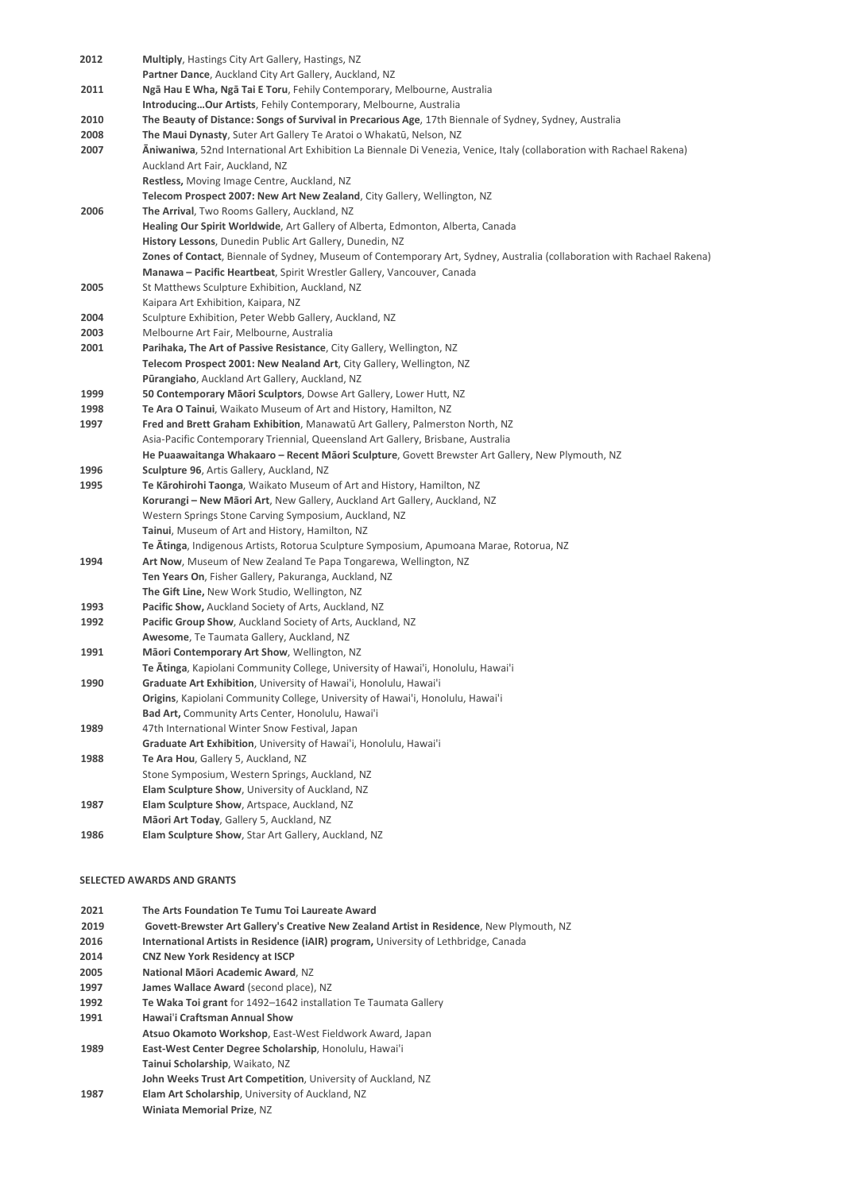| | |
|---|---|
| **2012** | **Multiply**, Hastings City Art Gallery, Hastings, NZ |
| | **Partner Dance**, Auckland City Art Gallery, Auckland, NZ |
| **2011** | **Ngā Hau E Wha, Ngā Tai E Toru**, Fehily Contemporary, Melbourne, Australia |
| | **Introducing…Our Artists**, Fehily Contemporary, Melbourne, Australia |
| **2010** | **The Beauty of Distance: Songs of Survival in Precarious Age**, 17th Biennale of Sydney, Sydney, Australia |
| **2008** | **The Maui Dynasty**, Suter Art Gallery Te Aratoi o Whakatū, Nelson, NZ |
| **2007** | **Āniwaniwa**, 52nd International Art Exhibition La Biennale Di Venezia, Venice, Italy (collaboration with Rachael Rakena) |
| | Auckland Art Fair, Auckland, NZ |
| | **Restless,** Moving Image Centre, Auckland, NZ |
| | **Telecom Prospect 2007: New Art New Zealand**, City Gallery, Wellington, NZ |
| **2006** | **The Arrival**, Two Rooms Gallery, Auckland, NZ |
| | **Healing Our Spirit Worldwide**, Art Gallery of Alberta, Edmonton, Alberta, Canada |
| | **History Lessons**, Dunedin Public Art Gallery, Dunedin, NZ |
| | **Zones of Contact**, Biennale of Sydney, Museum of Contemporary Art, Sydney, Australia (collaboration with Rachael Rakena) |
| | **Manawa – Pacific Heartbeat**, Spirit Wrestler Gallery, Vancouver, Canada |
| **2005** | St Matthews Sculpture Exhibition, Auckland, NZ |
| | Kaipara Art Exhibition, Kaipara, NZ |
| **2004** | Sculpture Exhibition, Peter Webb Gallery, Auckland, NZ |
| **2003** | Melbourne Art Fair, Melbourne, Australia |
| **2001** | **Parihaka, The Art of Passive Resistance**, City Gallery, Wellington, NZ |
| | **Telecom Prospect 2001: New Nealand Art**, City Gallery, Wellington, NZ |
| | **Pūrangiaho**, Auckland Art Gallery, Auckland, NZ |
| **1999** | **50 Contemporary Māori Sculptors**, Dowse Art Gallery, Lower Hutt, NZ |
| **1998** | **Te Ara O Tainui**, Waikato Museum of Art and History, Hamilton, NZ |
| **1997** | **Fred and Brett Graham Exhibition**, Manawatū Art Gallery, Palmerston North, NZ |
| | Asia-Pacific Contemporary Triennial, Queensland Art Gallery, Brisbane, Australia |
| | **He Puaawaitanga Whakaaro – Recent Māori Sculpture**, Govett Brewster Art Gallery, New Plymouth, NZ |
| **1996** | **Sculpture 96**, Artis Gallery, Auckland, NZ |
| **1995** | **Te Kārohirohi Taonga**, Waikato Museum of Art and History, Hamilton, NZ |
| | **Korurangi – New Māori Art**, New Gallery, Auckland Art Gallery, Auckland, NZ |
| | Western Springs Stone Carving Symposium, Auckland, NZ |
| | **Tainui**, Museum of Art and History, Hamilton, NZ |
| | **Te Ātinga**, Indigenous Artists, Rotorua Sculpture Symposium, Apumoana Marae, Rotorua, NZ |
| **1994** | **Art Now**, Museum of New Zealand Te Papa Tongarewa, Wellington, NZ |
| | **Ten Years On**, Fisher Gallery, Pakuranga, Auckland, NZ |
| | **The Gift Line,** New Work Studio, Wellington, NZ |
| **1993** | **Pacific Show,** Auckland Society of Arts, Auckland, NZ |
| **1992** | **Pacific Group Show**, Auckland Society of Arts, Auckland, NZ |
| | **Awesome**, Te Taumata Gallery, Auckland, NZ |
| **1991** | **Māori Contemporary Art Show**, Wellington, NZ |
| | **Te Ātinga**, Kapiolani Community College, University of Hawai'i, Honolulu, Hawai'i |
| **1990** | **Graduate Art Exhibition**, University of Hawai'i, Honolulu, Hawai'i |
| | **Origins**, Kapiolani Community College, University of Hawai'i, Honolulu, Hawai'i |
| | **Bad Art,** Community Arts Center, Honolulu, Hawai'i |
| **1989** | 47th International Winter Snow Festival, Japan |
| | **Graduate Art Exhibition**, University of Hawai'i, Honolulu, Hawai'i |
| **1988** | **Te Ara Hou**, Gallery 5, Auckland, NZ |
| | Stone Symposium, Western Springs, Auckland, NZ |
| | **Elam Sculpture Show**, University of Auckland, NZ |
| **1987** | **Elam Sculpture Show**, Artspace, Auckland, NZ |
| | **Māori Art Today**, Gallery 5, Auckland, NZ |
| **1986** | **Elam Sculpture Show**, Star Art Gallery, Auckland, NZ |

**SELECTED AWARDS AND GRANTS**

| | |
|---|---|
| **2021** | **The Arts Foundation Te Tumu Toi Laureate Award** |
| **2019** | **Govett-Brewster Art Gallery's Creative New Zealand Artist in Residence**, New Plymouth, NZ |
| **2016** | **International Artists in Residence (iAIR) program,** University of Lethbridge, Canada |
| **2014** | **CNZ New York Residency at ISCP** |
| **2005** | **National Māori Academic Award**, NZ |
| **1997** | **James Wallace Award** (second place), NZ |
| **1992** | **Te Waka Toi grant** for 1492–1642 installation Te Taumata Gallery |
| **1991** | **Hawai'i Craftsman Annual Show** |
| | **Atsuo Okamoto Workshop**, East-West Fieldwork Award, Japan |
| **1989** | **East-West Center Degree Scholarship**, Honolulu, Hawai'i |
| | **Tainui Scholarship**, Waikato, NZ |
| | **John Weeks Trust Art Competition**, University of Auckland, NZ |
| **1987** | **Elam Art Scholarship**, University of Auckland, NZ |
| | **Winiata Memorial Prize**, NZ |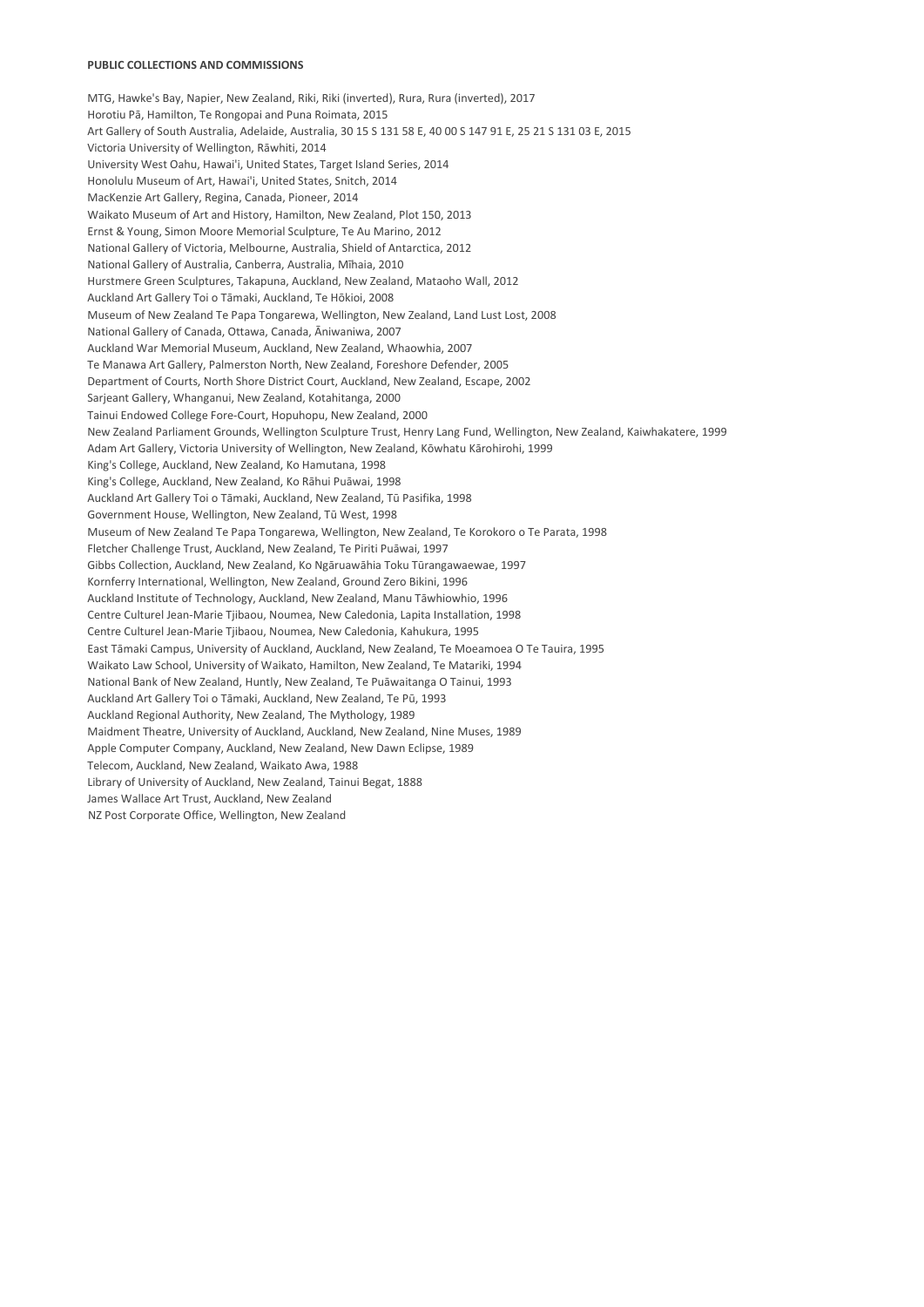**PUBLIC COLLECTIONS AND COMMISSIONS**

MTG, Hawke's Bay, Napier, New Zealand, Riki, Riki (inverted), Rura, Rura (inverted), 2017
Horotiu Pā, Hamilton, Te Rongopai and Puna Roimata, 2015
Art Gallery of South Australia, Adelaide, Australia, 30 15 S 131 58 E, 40 00 S 147 91 E, 25 21 S 131 03 E, 2015
Victoria University of Wellington, Rāwhiti, 2014
University West Oahu, Hawai'i, United States, Target Island Series, 2014
Honolulu Museum of Art, Hawai'i, United States, Snitch, 2014
MacKenzie Art Gallery, Regina, Canada, Pioneer, 2014
Waikato Museum of Art and History, Hamilton, New Zealand, Plot 150, 2013
Ernst & Young, Simon Moore Memorial Sculpture, Te Au Marino, 2012
National Gallery of Victoria, Melbourne, Australia, Shield of Antarctica, 2012
National Gallery of Australia, Canberra, Australia, Mīhaia, 2010
Hurstmere Green Sculptures, Takapuna, Auckland, New Zealand, Mataoho Wall, 2012
Auckland Art Gallery Toi o Tāmaki, Auckland, Te Hōkioi, 2008
Museum of New Zealand Te Papa Tongarewa, Wellington, New Zealand, Land Lust Lost, 2008
National Gallery of Canada, Ottawa, Canada, Āniwaniwa, 2007
Auckland War Memorial Museum, Auckland, New Zealand, Whaowhia, 2007
Te Manawa Art Gallery, Palmerston North, New Zealand, Foreshore Defender, 2005
Department of Courts, North Shore District Court, Auckland, New Zealand, Escape, 2002
Sarjeant Gallery, Whanganui, New Zealand, Kotahitanga, 2000
Tainui Endowed College Fore-Court, Hopuhopu, New Zealand, 2000
New Zealand Parliament Grounds, Wellington Sculpture Trust, Henry Lang Fund, Wellington, New Zealand, Kaiwhakatere, 1999
Adam Art Gallery, Victoria University of Wellington, New Zealand, Kōwhatu Kārohirohi, 1999
King's College, Auckland, New Zealand, Ko Hamutana, 1998
King's College, Auckland, New Zealand, Ko Rāhui Puāwai, 1998
Auckland Art Gallery Toi o Tāmaki, Auckland, New Zealand, Tū Pasifika, 1998
Government House, Wellington, New Zealand, Tū West, 1998
Museum of New Zealand Te Papa Tongarewa, Wellington, New Zealand, Te Korokoro o Te Parata, 1998
Fletcher Challenge Trust, Auckland, New Zealand, Te Piriti Puāwai, 1997
Gibbs Collection, Auckland, New Zealand, Ko Ngāruawāhia Toku Tūrangawaewae, 1997
Kornferry International, Wellington, New Zealand, Ground Zero Bikini, 1996
Auckland Institute of Technology, Auckland, New Zealand, Manu Tāwhiowhio, 1996
Centre Culturel Jean-Marie Tjibaou, Noumea, New Caledonia, Lapita Installation, 1998
Centre Culturel Jean-Marie Tjibaou, Noumea, New Caledonia, Kahukura, 1995
East Tāmaki Campus, University of Auckland, Auckland, New Zealand, Te Moeamoea O Te Tauira, 1995
Waikato Law School, University of Waikato, Hamilton, New Zealand, Te Matariki, 1994
National Bank of New Zealand, Huntly, New Zealand, Te Puāwaitanga O Tainui, 1993
Auckland Art Gallery Toi o Tāmaki, Auckland, New Zealand, Te Pū, 1993
Auckland Regional Authority, New Zealand, The Mythology, 1989
Maidment Theatre, University of Auckland, Auckland, New Zealand, Nine Muses, 1989
Apple Computer Company, Auckland, New Zealand, New Dawn Eclipse, 1989
Telecom, Auckland, New Zealand, Waikato Awa, 1988
Library of University of Auckland, New Zealand, Tainui Begat, 1888
James Wallace Art Trust, Auckland, New Zealand
NZ Post Corporate Office, Wellington, New Zealand